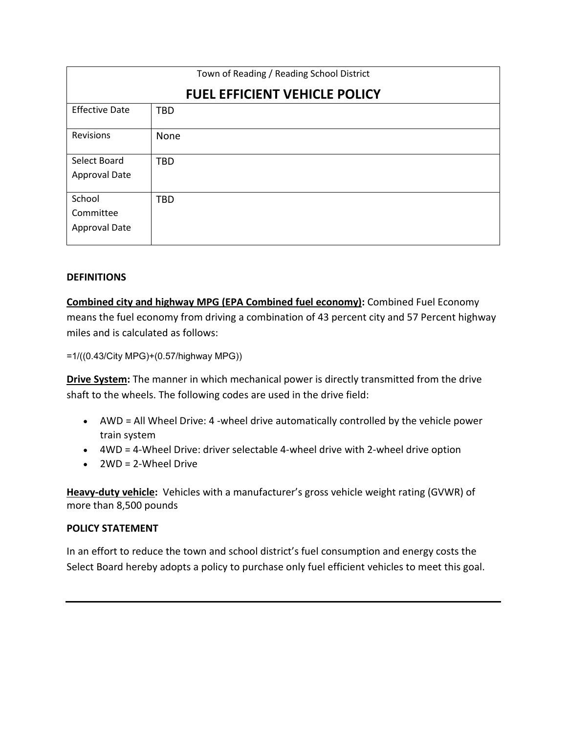| Town of Reading / Reading School District<br>**FUEL EFFICIENT VEHICLE POLICY** | |
|---|---|
| Effective Date | TBD |
| Revisions | None |
| Select Board Approval Date | TBD |
| School Committee Approval Date | TBD |

**DEFINITIONS**

**<u>Combined city and highway MPG (EPA Combined fuel economy)</u>:** Combined Fuel Economy means the fuel economy from driving a combination of 43 percent city and 57 Percent highway miles and is calculated as follows:

=1/((0.43/City MPG)+(0.57/highway MPG))

**<u>Drive System</u>:** The manner in which mechanical power is directly transmitted from the drive shaft to the wheels. The following codes are used in the drive field:

- AWD = All Wheel Drive: 4 -wheel drive automatically controlled by the vehicle power train system
- 4WD = 4-Wheel Drive: driver selectable 4-wheel drive with 2-wheel drive option
- 2WD = 2-Wheel Drive

**<u>Heavy-duty vehicle</u>:** Vehicles with a manufacturer's gross vehicle weight rating (GVWR) of more than 8,500 pounds

**POLICY STATEMENT**

In an effort to reduce the town and school district's fuel consumption and energy costs the Select Board hereby adopts a policy to purchase only fuel efficient vehicles to meet this goal.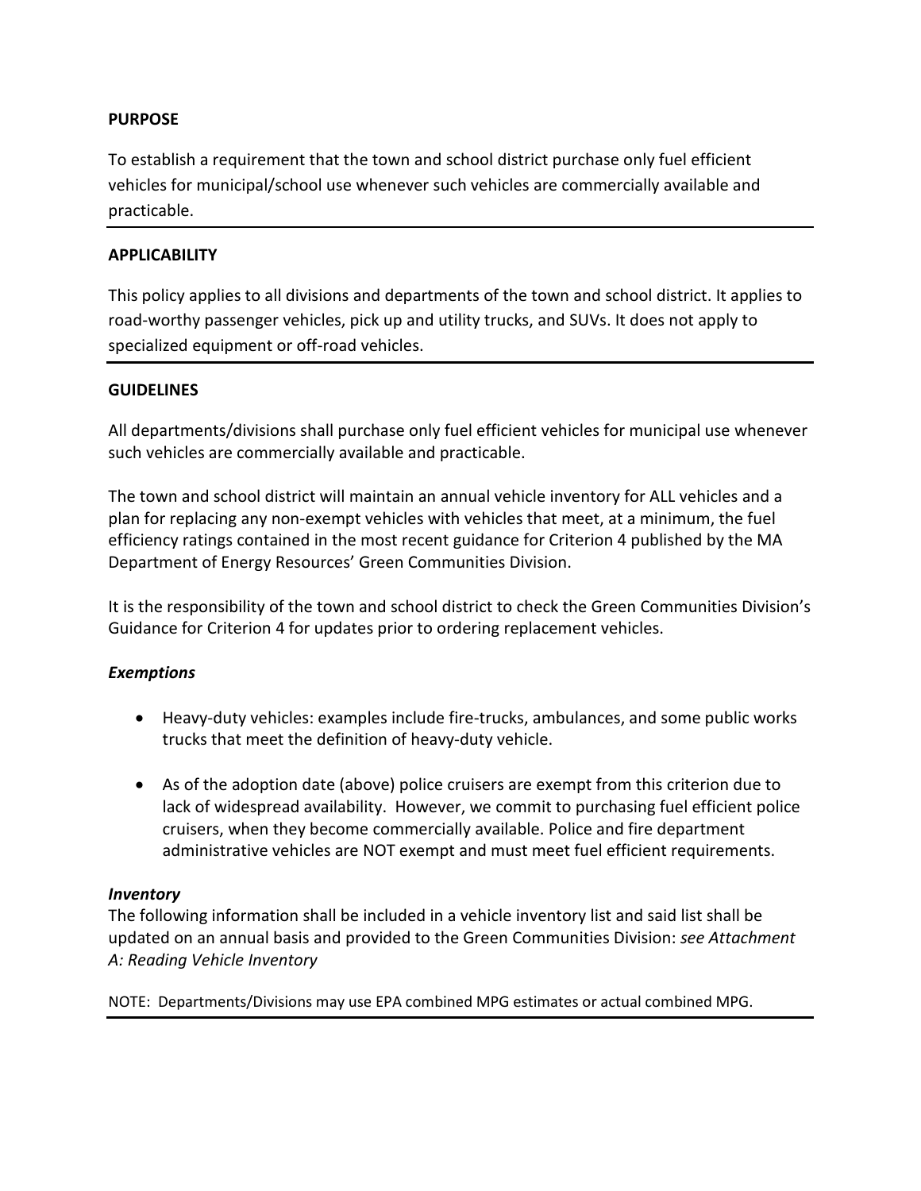## PURPOSE

To establish a requirement that the town and school district purchase only fuel efficient vehicles for municipal/school use whenever such vehicles are commercially available and practicable.

---

## APPLICABILITY

This policy applies to all divisions and departments of the town and school district. It applies to road-worthy passenger vehicles, pick up and utility trucks, and SUVs. It does not apply to specialized equipment or off-road vehicles.

---

## GUIDELINES

All departments/divisions shall purchase only fuel efficient vehicles for municipal use whenever such vehicles are commercially available and practicable.

The town and school district will maintain an annual vehicle inventory for ALL vehicles and a plan for replacing any non-exempt vehicles with vehicles that meet, at a minimum, the fuel efficiency ratings contained in the most recent guidance for Criterion 4 published by the MA Department of Energy Resources' Green Communities Division.

It is the responsibility of the town and school district to check the Green Communities Division's Guidance for Criterion 4 for updates prior to ordering replacement vehicles.

### *Exemptions*

- Heavy-duty vehicles: examples include fire-trucks, ambulances, and some public works trucks that meet the definition of heavy-duty vehicle.
- As of the adoption date (above) police cruisers are exempt from this criterion due to lack of widespread availability. However, we commit to purchasing fuel efficient police cruisers, when they become commercially available. Police and fire department administrative vehicles are NOT exempt and must meet fuel efficient requirements.

### *Inventory*

The following information shall be included in a vehicle inventory list and said list shall be updated on an annual basis and provided to the Green Communities Division: *see Attachment A: Reading Vehicle Inventory*

NOTE: Departments/Divisions may use EPA combined MPG estimates or actual combined MPG.

---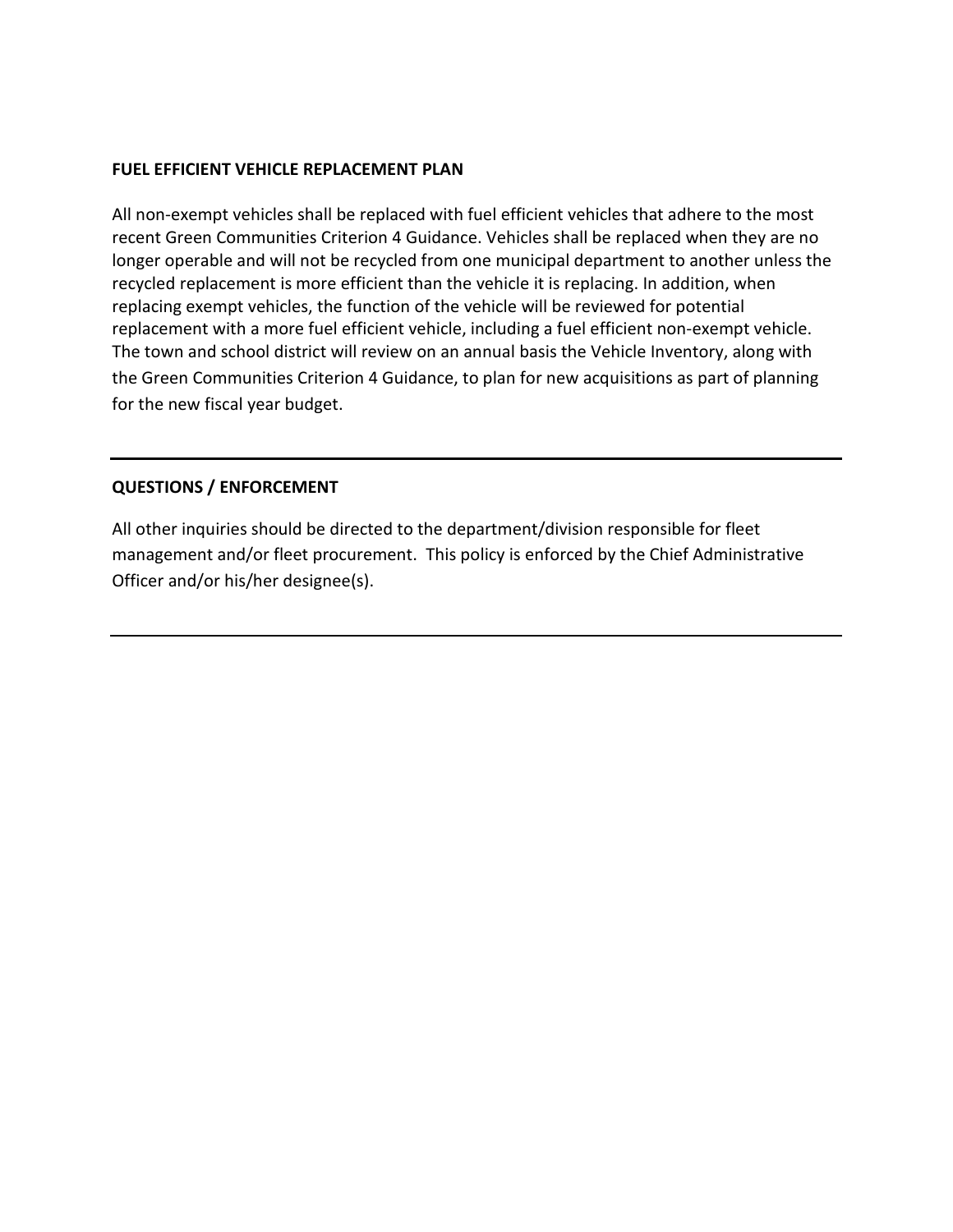## FUEL EFFICIENT VEHICLE REPLACEMENT PLAN

All non-exempt vehicles shall be replaced with fuel efficient vehicles that adhere to the most recent Green Communities Criterion 4 Guidance. Vehicles shall be replaced when they are no longer operable and will not be recycled from one municipal department to another unless the recycled replacement is more efficient than the vehicle it is replacing. In addition, when replacing exempt vehicles, the function of the vehicle will be reviewed for potential replacement with a more fuel efficient vehicle, including a fuel efficient non-exempt vehicle. The town and school district will review on an annual basis the Vehicle Inventory, along with the Green Communities Criterion 4 Guidance, to plan for new acquisitions as part of planning for the new fiscal year budget.

---

## QUESTIONS / ENFORCEMENT

All other inquiries should be directed to the department/division responsible for fleet management and/or fleet procurement. This policy is enforced by the Chief Administrative Officer and/or his/her designee(s).

---